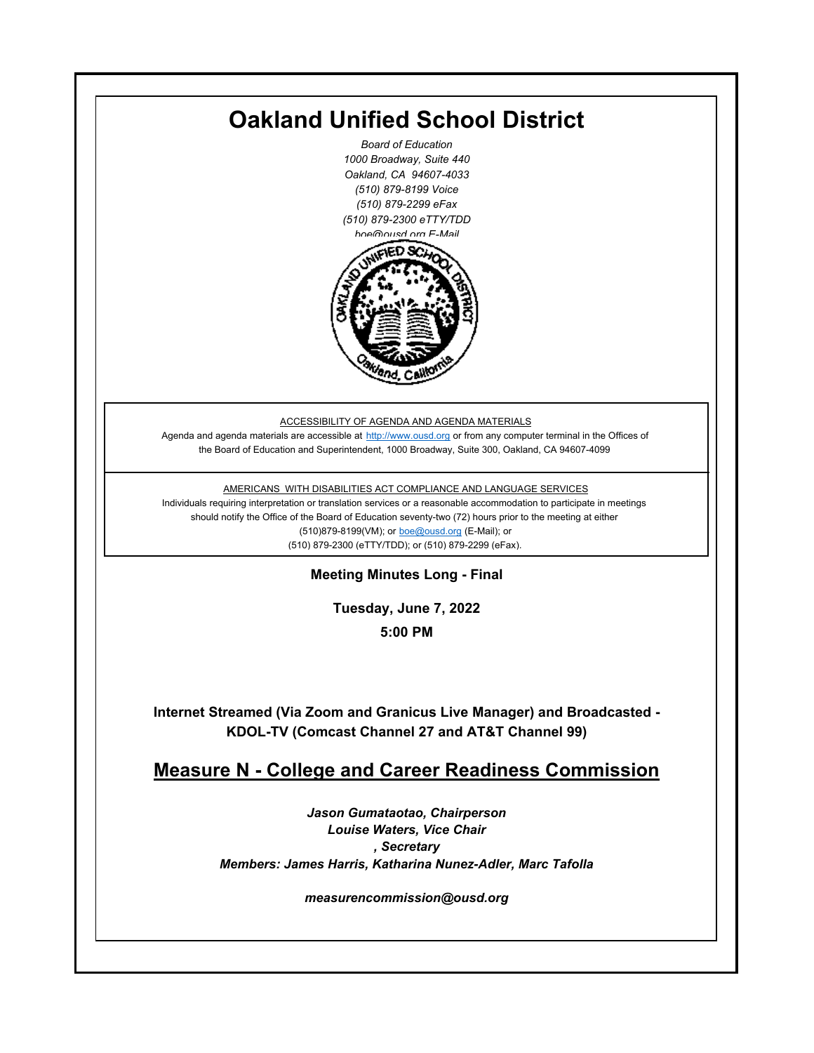# Oakland Unified School District

*Board of Education*
*1000 Broadway, Suite 440*
*Oakland, CA 94607-4033*
*(510) 879-8199 Voice*
*(510) 879-2299 eFax*
*(510) 879-2300 eTTY/TDD*
*boe@ousd.org E-Mail*

ACCESSIBILITY OF AGENDA AND AGENDA MATERIALS

Agenda and agenda materials are accessible at http://www.ousd.org or from any computer terminal in the Offices of the Board of Education and Superintendent, 1000 Broadway, Suite 300, Oakland, CA 94607-4099

AMERICANS WITH DISABILITIES ACT COMPLIANCE AND LANGUAGE SERVICES

Individuals requiring interpretation or translation services or a reasonable accommodation to participate in meetings should notify the Office of the Board of Education seventy-two (72) hours prior to the meeting at either (510)879-8199(VM); or boe@ousd.org (E-Mail); or (510) 879-2300 (eTTY/TDD); or (510) 879-2299 (eFax).

**Meeting Minutes Long - Final**

**Tuesday, June 7, 2022**

**5:00 PM**

**Internet Streamed (Via Zoom and Granicus Live Manager) and Broadcasted - KDOL-TV (Comcast Channel 27 and AT&T Channel 99)**

## Measure N - College and Career Readiness Commission

***Jason Gumataotao, Chairperson***
***Louise Waters, Vice Chair***
***, Secretary***
***Members: James Harris, Katharina Nunez-Adler, Marc Tafolla***

***measurencommission@ousd.org***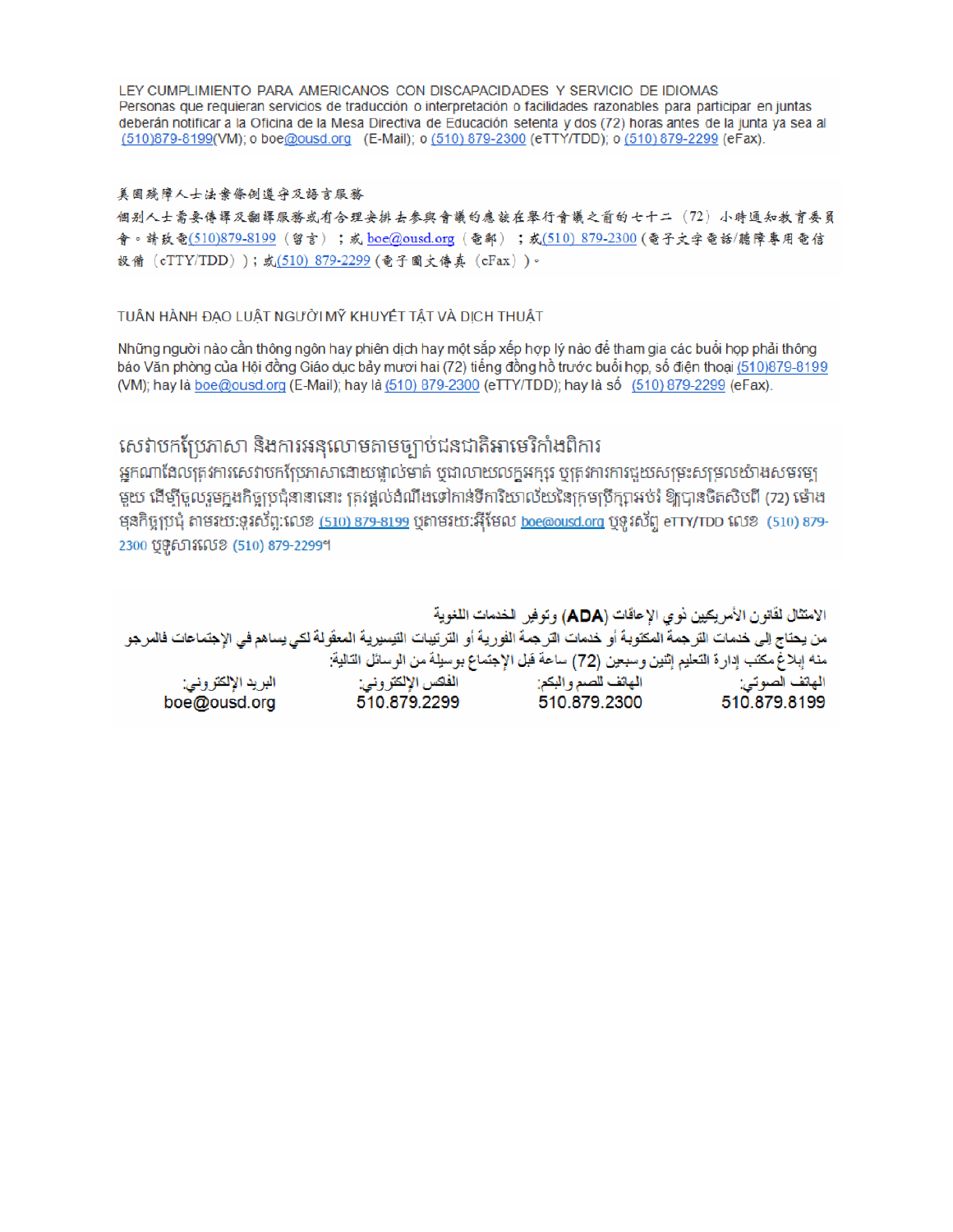LEY CUMPLIMIENTO PARA AMERICANOS CON DISCAPACIDADES Y SERVICIO DE IDIOMAS
Personas que requieran servicios de traducción o interpretación o facilidades razonables para participar en juntas deberán notificar a la Oficina de la Mesa Directiva de Educación setenta y dos (72) horas antes de la junta ya sea al (510)879-8199(VM); o boe@ousd.org (E-Mail); o (510) 879-2300 (eTTY/TDD); o (510) 879-2299 (eFax).

美國殘障人士法案條例遵守及語言服務
個別人士需要傳譯及翻譯服務或有合理安排去參與會議的應該在舉行會議之前的七十二（72）小時通知教育委員會。請致電(510)879-8199（留言）；或 boe@ousd.org（電郵）；或(510) 879-2300 (電子文字電話/聽障專用電信設備（eTTY/TDD））；或(510) 879-2299 (電子圖文傳真（eFax）)。

TUÂN HÀNH ĐẠO LUẬT NGƯỜI MỸ KHUYẾT TẬT VÀ DỊCH THUẬT

Những người nào cần thông ngôn hay phiên dịch hay một sắp xếp hợp lý nào để tham gia các buổi họp phải thông báo Văn phòng của Hội đồng Giáo dục bảy mươi hai (72) tiếng đồng hồ trước buổi họp, số điện thoại (510)879-8199 (VM); hay là boe@ousd.org (E-Mail); hay là (510) 879-2300 (eTTY/TDD); hay là số (510) 879-2299 (eFax).

សេវាបកប្រែភាសា និងការអនុលោមតាមច្បាប់ជនជាតិអាមេរិកាំងពិការ
អ្នកណាដែលត្រូវការសេវាបកប្រែភាសាដោយផ្ទាល់មាត់ ឬជាលាយលក្ខអក្សរ ឬត្រូវការការជួយសម្រះសម្រួលយ៉ាងសមរម្យមួយ ដើម្បីចូលរួមក្នុងកិច្ចប្រជុំនានានោះ ត្រូវផ្តល់ដំណឹងទៅកាន់ទីការិយាល័យនៃក្រុមប្រឹក្សាអប់រំ ឱ្យបានចិតសិបពីរ (72) ម៉ោង មុនកិច្ចប្រជុំ តាមរយៈទូរស័ព្ទ:លេខ (510) 879-8199 ឬតាមរយៈអ៊ីមែល boe@ousd.org ឬទូរស័ព្ទ eTTY/TDD លេខ (510) 879-2300 ឬទូរសារលេខ (510) 879-2299។

الامتثال لقانون الأمريكيين ذوي الإعاقات (ADA) وتوفير الخدمات اللغوية
من يحتاج إلى خدمات الترجمة المكتوبة أو خدمات الترجمة الفورية أو الترتيبات التيسيرية المعقولة لكي يساهم في الإجتماعات فالمرجو منه إبلاغ مكتب إدارة التعليم إثنين وسبعين (72) ساعة قبل الإجتماع بوسيلة من الوسائل التالية:

| الهاتف الصوتي: | الهاتف للصم والبكم: | الفاكس الإلكتروني: | البريد الإلكتروني: |
|---|---|---|---|
| 510.879.8199 | 510.879.2300 | 510.879.2299 | boe@ousd.org |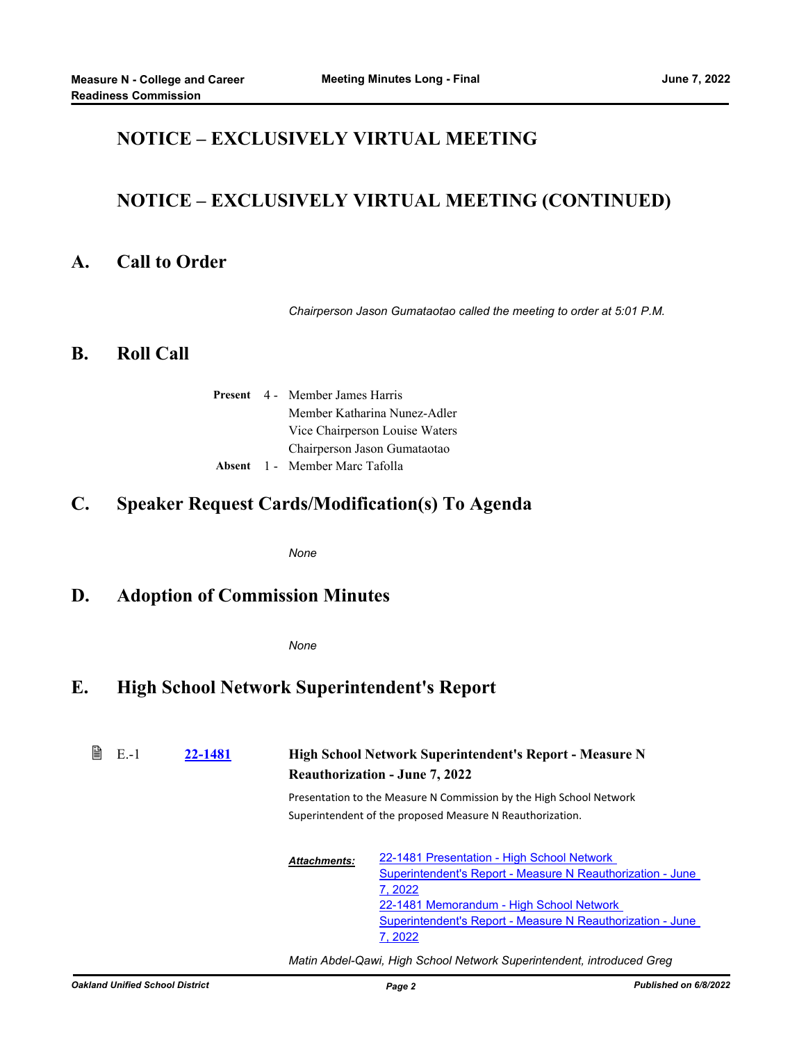## NOTICE – EXCLUSIVELY VIRTUAL MEETING

## NOTICE – EXCLUSIVELY VIRTUAL MEETING (CONTINUED)

## A. Call to Order

*Chairperson Jason Gumataotao called the meeting to order at 5:01 P.M.*

## B. Roll Call

**Present** 4 - Member James Harris
Member Katharina Nunez-Adler
Vice Chairperson Louise Waters
Chairperson Jason Gumataotao

**Absent** 1 - Member Marc Tafolla

## C. Speaker Request Cards/Modification(s) To Agenda

*None*

## D. Adoption of Commission Minutes

*None*

## E. High School Network Superintendent's Report

E.-1 **22-1481** **High School Network Superintendent's Report - Measure N Reauthorization - June 7, 2022**

Presentation to the Measure N Commission by the High School Network Superintendent of the proposed Measure N Reauthorization.

***Attachments:*** 22-1481 Presentation - High School Network Superintendent's Report - Measure N Reauthorization - June 7, 2022
22-1481 Memorandum - High School Network Superintendent's Report - Measure N Reauthorization - June 7, 2022

*Matin Abdel-Qawi, High School Network Superintendent, introduced Greg*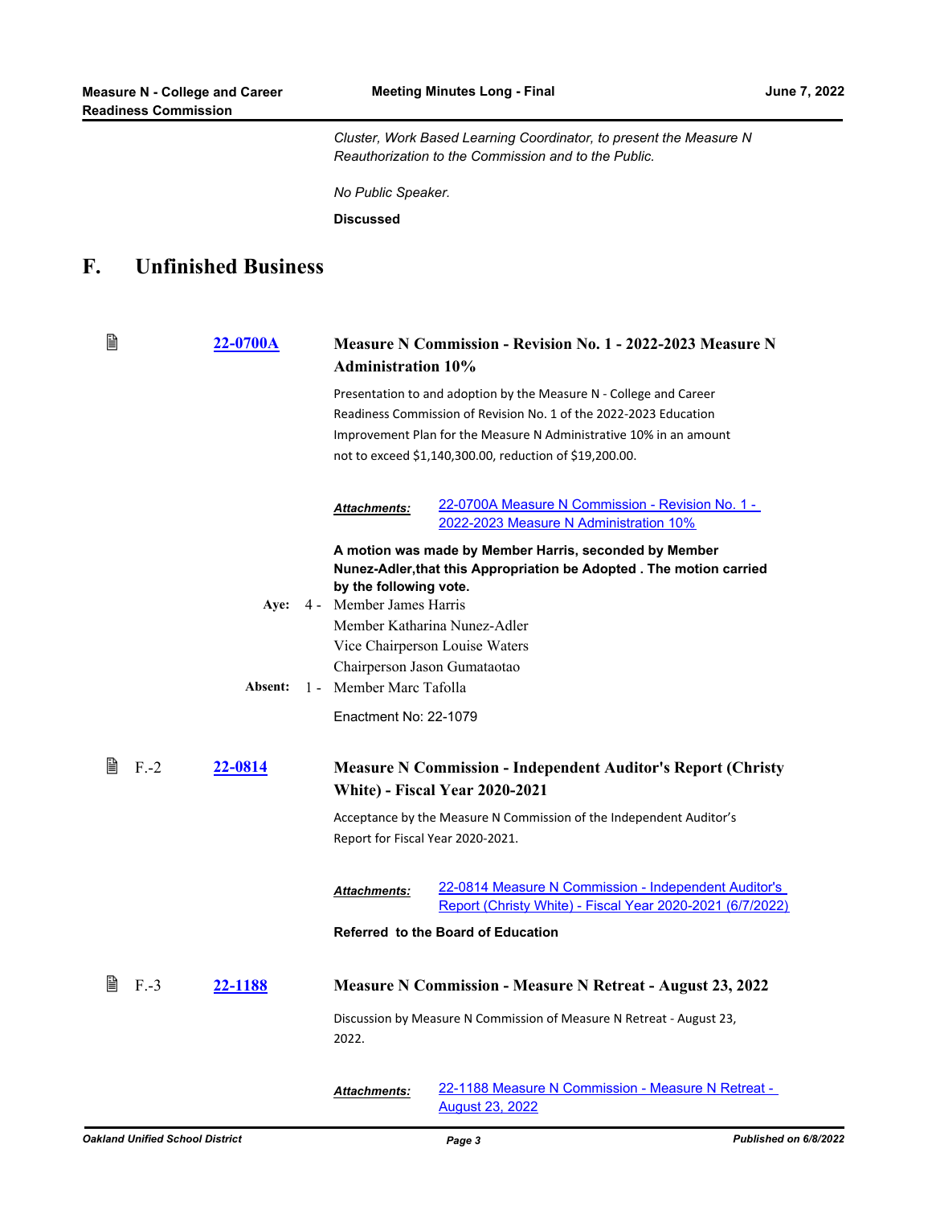*Cluster, Work Based Learning Coordinator, to present the Measure N Reauthorization to the Commission and to the Public.*

*No Public Speaker.*

**Discussed**

# F. Unfinished Business

### 22-0700A Measure N Commission - Revision No. 1 - 2022-2023 Measure N Administration 10%

Presentation to and adoption by the Measure N - College and Career Readiness Commission of Revision No. 1 of the 2022-2023 Education Improvement Plan for the Measure N Administrative 10% in an amount not to exceed $1,140,300.00, reduction of $19,200.00.

***Attachments:*** 22-0700A Measure N Commission - Revision No. 1 - 2022-2023 Measure N Administration 10%

**A motion was made by Member Harris, seconded by Member Nunez-Adler,that this Appropriation be Adopted . The motion carried by the following vote.**

**Aye:** 4 - Member James Harris
Member Katharina Nunez-Adler
Vice Chairperson Louise Waters
Chairperson Jason Gumataotao

**Absent:** 1 - Member Marc Tafolla

Enactment No: 22-1079

### F.-2 22-0814 Measure N Commission - Independent Auditor's Report (Christy White) - Fiscal Year 2020-2021

Acceptance by the Measure N Commission of the Independent Auditor's Report for Fiscal Year 2020-2021.

***Attachments:*** 22-0814 Measure N Commission - Independent Auditor's Report (Christy White) - Fiscal Year 2020-2021 (6/7/2022)

**Referred to the Board of Education**

### F.-3 22-1188 Measure N Commission - Measure N Retreat - August 23, 2022

Discussion by Measure N Commission of Measure N Retreat - August 23, 2022.

***Attachments:*** 22-1188 Measure N Commission - Measure N Retreat - August 23, 2022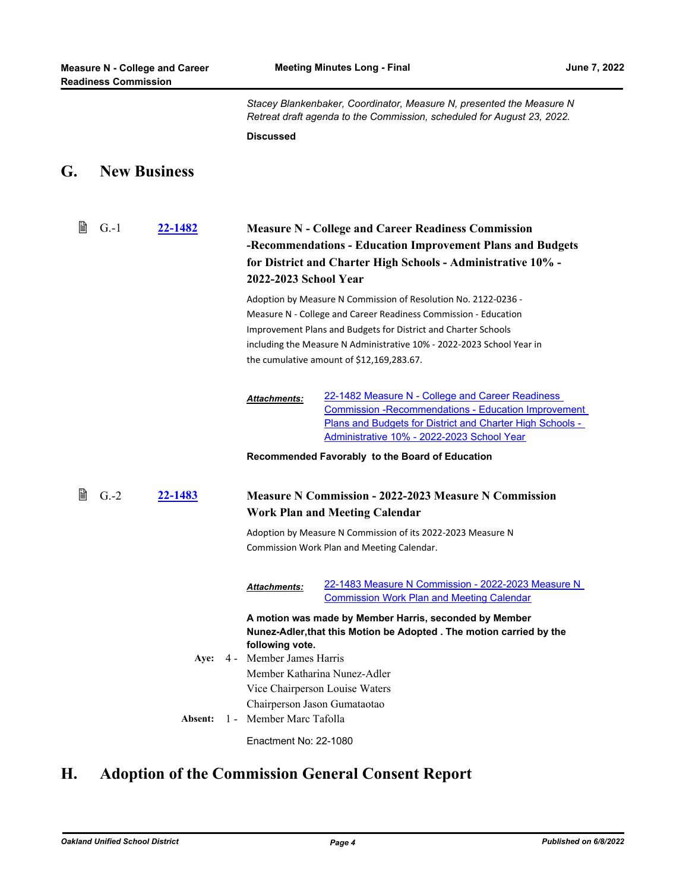*Stacey Blankenbaker, Coordinator, Measure N, presented the Measure N Retreat draft agenda to the Commission, scheduled for August 23, 2022.*

**Discussed**

## G. New Business

G.-1 **22-1482** **Measure N - College and Career Readiness Commission -Recommendations - Education Improvement Plans and Budgets for District and Charter High Schools - Administrative 10% - 2022-2023 School Year**

Adoption by Measure N Commission of Resolution No. 2122-0236 - Measure N - College and Career Readiness Commission - Education Improvement Plans and Budgets for District and Charter Schools including the Measure N Administrative 10% - 2022-2023 School Year in the cumulative amount of $12,169,283.67.

***Attachments:*** 22-1482 Measure N - College and Career Readiness Commission -Recommendations - Education Improvement Plans and Budgets for District and Charter High Schools - Administrative 10% - 2022-2023 School Year

**Recommended Favorably to the Board of Education**

G.-2 **22-1483** **Measure N Commission - 2022-2023 Measure N Commission Work Plan and Meeting Calendar**

Adoption by Measure N Commission of its 2022-2023 Measure N Commission Work Plan and Meeting Calendar.

***Attachments:*** 22-1483 Measure N Commission - 2022-2023 Measure N Commission Work Plan and Meeting Calendar

**A motion was made by Member Harris, seconded by Member Nunez-Adler,that this Motion be Adopted . The motion carried by the following vote.**

**Aye:** 4 - Member James Harris
Member Katharina Nunez-Adler
Vice Chairperson Louise Waters
Chairperson Jason Gumataotao

**Absent:** 1 - Member Marc Tafolla

Enactment No: 22-1080

## H. Adoption of the Commission General Consent Report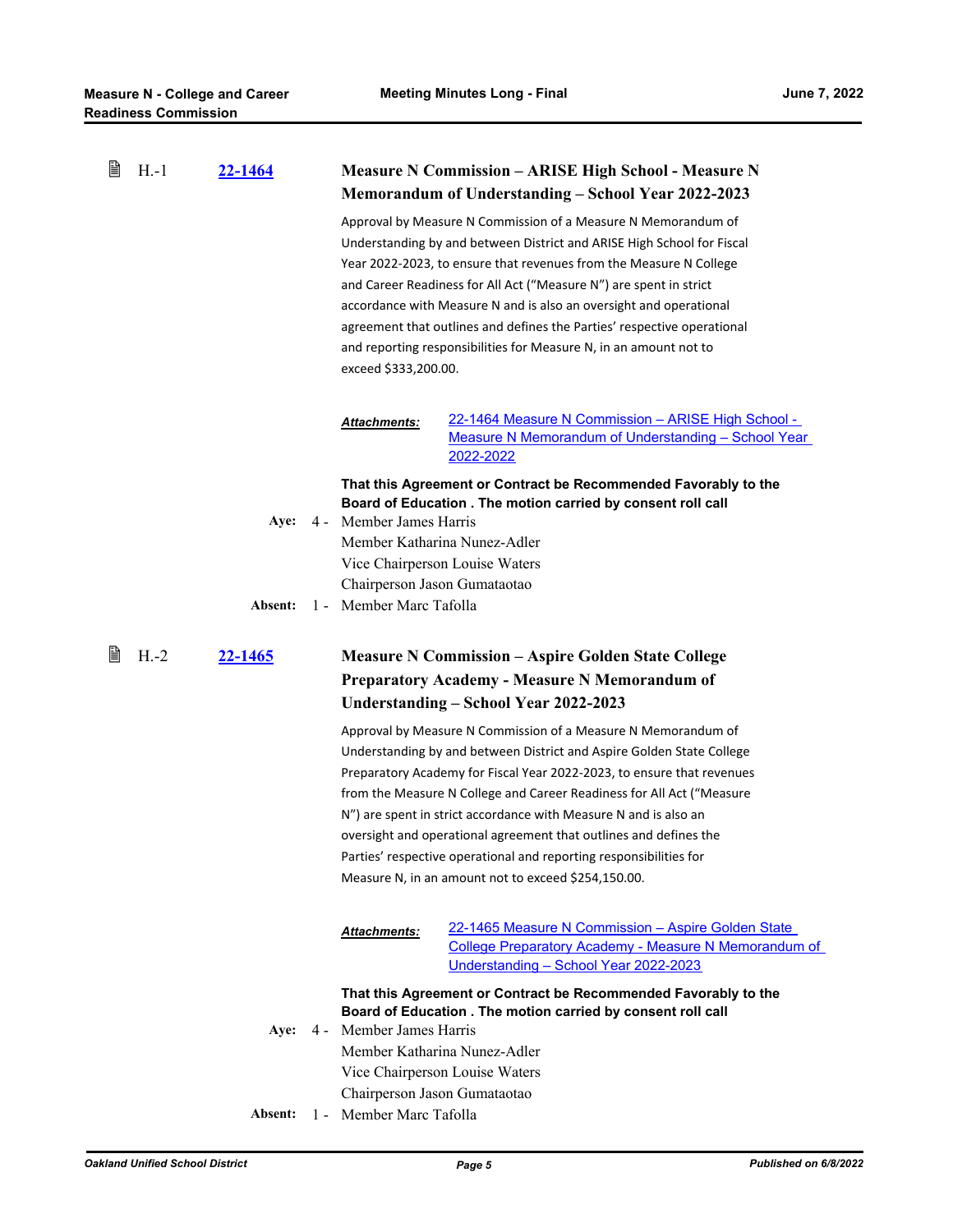H.-1 **22-1464**

### Measure N Commission – ARISE High School - Measure N Memorandum of Understanding – School Year 2022-2023

Approval by Measure N Commission of a Measure N Memorandum of Understanding by and between District and ARISE High School for Fiscal Year 2022-2023, to ensure that revenues from the Measure N College and Career Readiness for All Act ("Measure N") are spent in strict accordance with Measure N and is also an oversight and operational agreement that outlines and defines the Parties' respective operational and reporting responsibilities for Measure N, in an amount not to exceed $333,200.00.

***Attachments:*** 22-1464 Measure N Commission – ARISE High School - Measure N Memorandum of Understanding – School Year 2022-2022

**That this Agreement or Contract be Recommended Favorably to the Board of Education . The motion carried by consent roll call**

**Aye:** 4 - Member James Harris
Member Katharina Nunez-Adler
Vice Chairperson Louise Waters
Chairperson Jason Gumataotao

**Absent:** 1 - Member Marc Tafolla

H.-2 **22-1465**

### Measure N Commission – Aspire Golden State College Preparatory Academy - Measure N Memorandum of Understanding – School Year 2022-2023

Approval by Measure N Commission of a Measure N Memorandum of Understanding by and between District and Aspire Golden State College Preparatory Academy for Fiscal Year 2022-2023, to ensure that revenues from the Measure N College and Career Readiness for All Act ("Measure N") are spent in strict accordance with Measure N and is also an oversight and operational agreement that outlines and defines the Parties' respective operational and reporting responsibilities for Measure N, in an amount not to exceed $254,150.00.

***Attachments:*** 22-1465 Measure N Commission – Aspire Golden State College Preparatory Academy - Measure N Memorandum of Understanding – School Year 2022-2023

**That this Agreement or Contract be Recommended Favorably to the Board of Education . The motion carried by consent roll call**

**Aye:** 4 - Member James Harris
Member Katharina Nunez-Adler
Vice Chairperson Louise Waters
Chairperson Jason Gumataotao

**Absent:** 1 - Member Marc Tafolla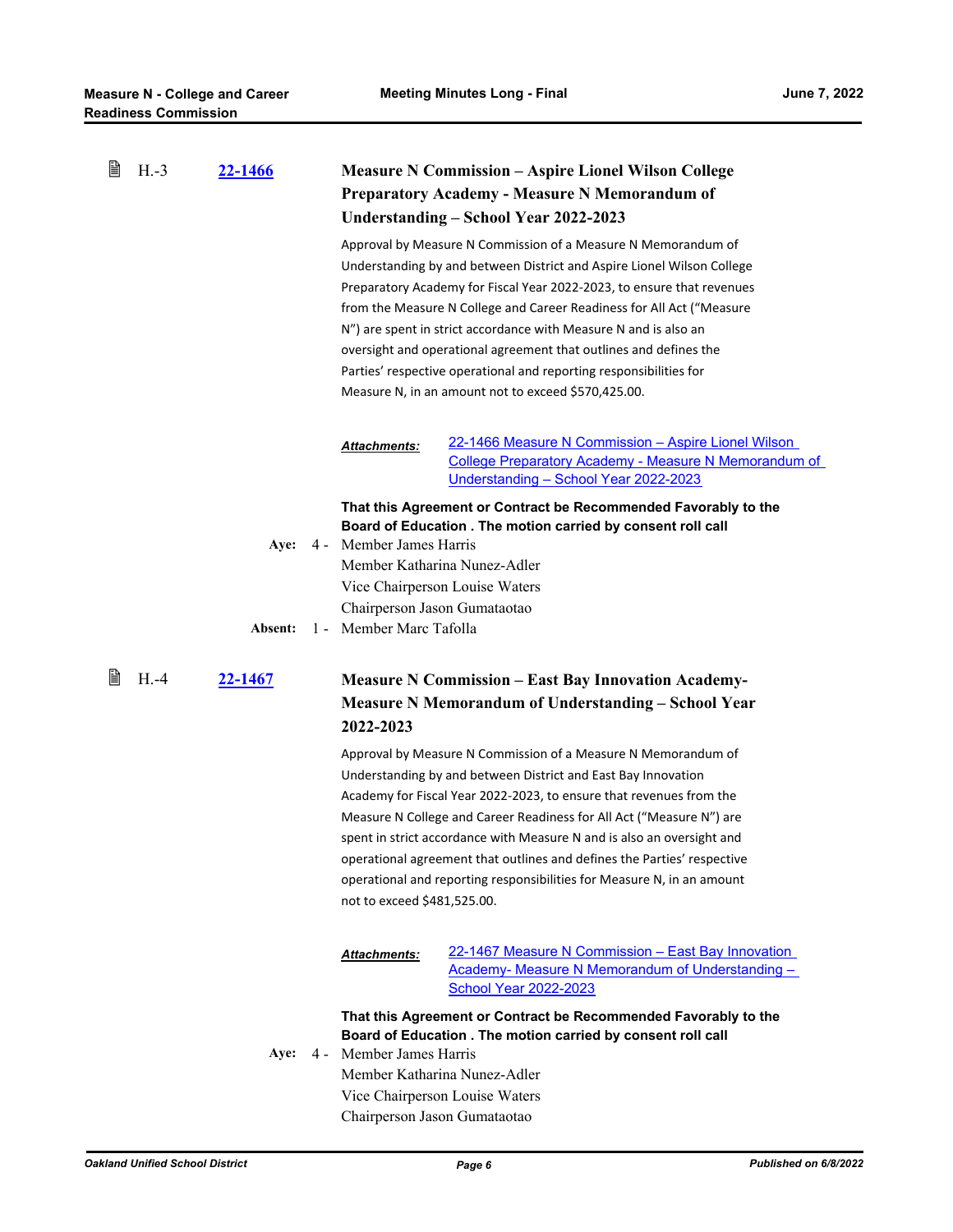### H.-3 [22-1466](22-1466)

**Measure N Commission – Aspire Lionel Wilson College Preparatory Academy - Measure N Memorandum of Understanding – School Year 2022-2023**

Approval by Measure N Commission of a Measure N Memorandum of Understanding by and between District and Aspire Lionel Wilson College Preparatory Academy for Fiscal Year 2022-2023, to ensure that revenues from the Measure N College and Career Readiness for All Act ("Measure N") are spent in strict accordance with Measure N and is also an oversight and operational agreement that outlines and defines the Parties' respective operational and reporting responsibilities for Measure N, in an amount not to exceed $570,425.00.

***Attachments:*** 22-1466 Measure N Commission – Aspire Lionel Wilson College Preparatory Academy - Measure N Memorandum of Understanding – School Year 2022-2023

**That this Agreement or Contract be Recommended Favorably to the Board of Education . The motion carried by consent roll call**

**Aye:** 4 - Member James Harris
Member Katharina Nunez-Adler
Vice Chairperson Louise Waters
Chairperson Jason Gumataotao

**Absent:** 1 - Member Marc Tafolla

### H.-4 [22-1467](22-1467)

**Measure N Commission – East Bay Innovation Academy- Measure N Memorandum of Understanding – School Year 2022-2023**

Approval by Measure N Commission of a Measure N Memorandum of Understanding by and between District and East Bay Innovation Academy for Fiscal Year 2022-2023, to ensure that revenues from the Measure N College and Career Readiness for All Act ("Measure N") are spent in strict accordance with Measure N and is also an oversight and operational agreement that outlines and defines the Parties' respective operational and reporting responsibilities for Measure N, in an amount not to exceed $481,525.00.

***Attachments:*** 22-1467 Measure N Commission – East Bay Innovation Academy- Measure N Memorandum of Understanding – School Year 2022-2023

**That this Agreement or Contract be Recommended Favorably to the Board of Education . The motion carried by consent roll call**

**Aye:** 4 - Member James Harris
Member Katharina Nunez-Adler
Vice Chairperson Louise Waters
Chairperson Jason Gumataotao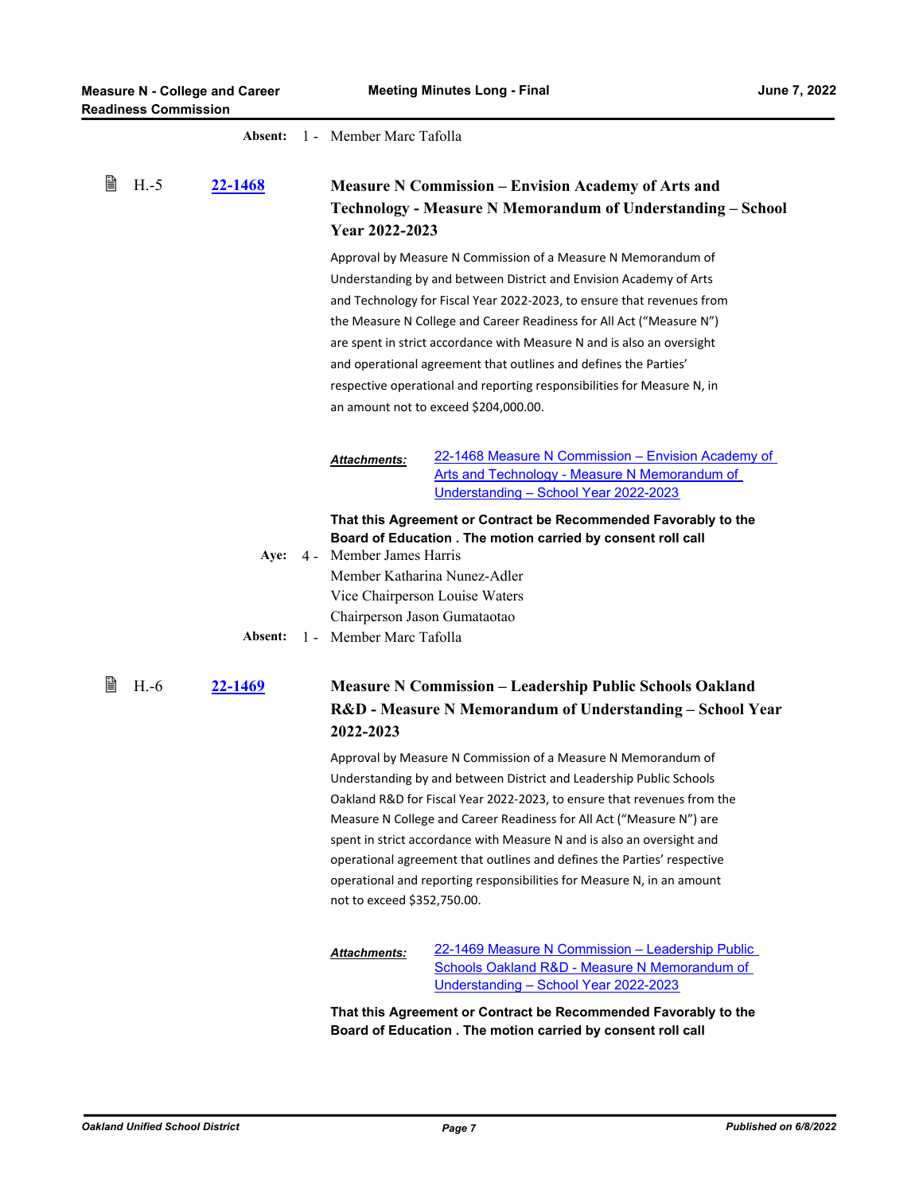**Absent:** 1 - Member Marc Tafolla

### H.-5 [22-1468](22-1468)

### Measure N Commission – Envision Academy of Arts and Technology - Measure N Memorandum of Understanding – School Year 2022-2023

Approval by Measure N Commission of a Measure N Memorandum of Understanding by and between District and Envision Academy of Arts and Technology for Fiscal Year 2022-2023, to ensure that revenues from the Measure N College and Career Readiness for All Act ("Measure N") are spent in strict accordance with Measure N and is also an oversight and operational agreement that outlines and defines the Parties' respective operational and reporting responsibilities for Measure N, in an amount not to exceed $204,000.00.

***Attachments:*** 22-1468 Measure N Commission – Envision Academy of Arts and Technology - Measure N Memorandum of Understanding – School Year 2022-2023

**That this Agreement or Contract be Recommended Favorably to the Board of Education . The motion carried by consent roll call**

**Aye:** 4 - Member James Harris
Member Katharina Nunez-Adler
Vice Chairperson Louise Waters
Chairperson Jason Gumataotao

**Absent:** 1 - Member Marc Tafolla

### H.-6 [22-1469](22-1469)

### Measure N Commission – Leadership Public Schools Oakland R&D - Measure N Memorandum of Understanding – School Year 2022-2023

Approval by Measure N Commission of a Measure N Memorandum of Understanding by and between District and Leadership Public Schools Oakland R&D for Fiscal Year 2022-2023, to ensure that revenues from the Measure N College and Career Readiness for All Act ("Measure N") are spent in strict accordance with Measure N and is also an oversight and operational agreement that outlines and defines the Parties' respective operational and reporting responsibilities for Measure N, in an amount not to exceed $352,750.00.

***Attachments:*** 22-1469 Measure N Commission – Leadership Public Schools Oakland R&D - Measure N Memorandum of Understanding – School Year 2022-2023

**That this Agreement or Contract be Recommended Favorably to the Board of Education . The motion carried by consent roll call**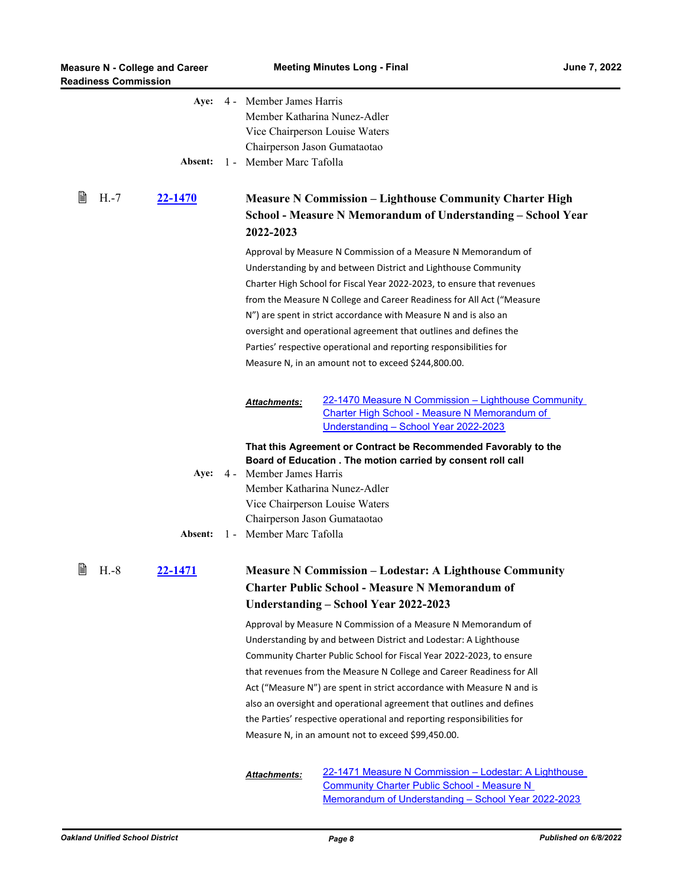**Aye:** 4 - Member James Harris
Member Katharina Nunez-Adler
Vice Chairperson Louise Waters
Chairperson Jason Gumataotao

**Absent:** 1 - Member Marc Tafolla

### H.-7 [22-1470](22-1470) Measure N Commission – Lighthouse Community Charter High School - Measure N Memorandum of Understanding – School Year 2022-2023

Approval by Measure N Commission of a Measure N Memorandum of Understanding by and between District and Lighthouse Community Charter High School for Fiscal Year 2022-2023, to ensure that revenues from the Measure N College and Career Readiness for All Act ("Measure N") are spent in strict accordance with Measure N and is also an oversight and operational agreement that outlines and defines the Parties' respective operational and reporting responsibilities for Measure N, in an amount not to exceed $244,800.00.

***Attachments:*** 22-1470 Measure N Commission – Lighthouse Community Charter High School - Measure N Memorandum of Understanding – School Year 2022-2023

**That this Agreement or Contract be Recommended Favorably to the Board of Education . The motion carried by consent roll call**

**Aye:** 4 - Member James Harris
Member Katharina Nunez-Adler
Vice Chairperson Louise Waters
Chairperson Jason Gumataotao

**Absent:** 1 - Member Marc Tafolla

### H.-8 [22-1471](22-1471) Measure N Commission – Lodestar: A Lighthouse Community Charter Public School - Measure N Memorandum of Understanding – School Year 2022-2023

Approval by Measure N Commission of a Measure N Memorandum of Understanding by and between District and Lodestar: A Lighthouse Community Charter Public School for Fiscal Year 2022-2023, to ensure that revenues from the Measure N College and Career Readiness for All Act ("Measure N") are spent in strict accordance with Measure N and is also an oversight and operational agreement that outlines and defines the Parties' respective operational and reporting responsibilities for Measure N, in an amount not to exceed $99,450.00.

***Attachments:*** 22-1471 Measure N Commission – Lodestar: A Lighthouse Community Charter Public School - Measure N Memorandum of Understanding – School Year 2022-2023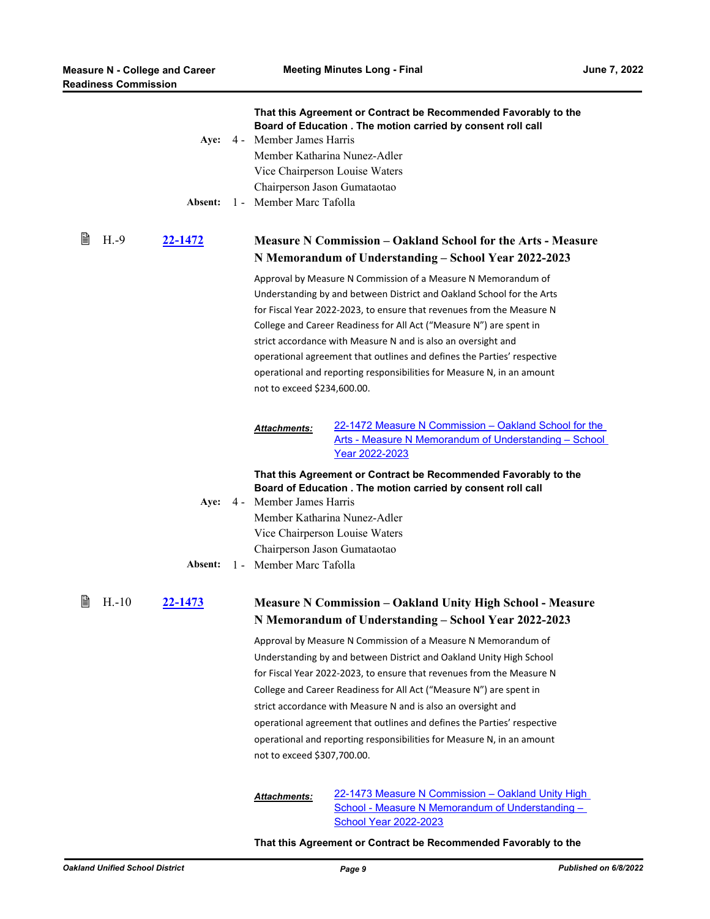**That this Agreement or Contract be Recommended Favorably to the Board of Education . The motion carried by consent roll call**

**Aye:** 4 - Member James Harris
Member Katharina Nunez-Adler
Vice Chairperson Louise Waters
Chairperson Jason Gumataotao

**Absent:** 1 - Member Marc Tafolla

### H.-9 22-1472 Measure N Commission – Oakland School for the Arts - Measure N Memorandum of Understanding – School Year 2022-2023

Approval by Measure N Commission of a Measure N Memorandum of Understanding by and between District and Oakland School for the Arts for Fiscal Year 2022-2023, to ensure that revenues from the Measure N College and Career Readiness for All Act ("Measure N") are spent in strict accordance with Measure N and is also an oversight and operational agreement that outlines and defines the Parties' respective operational and reporting responsibilities for Measure N, in an amount not to exceed $234,600.00.

***Attachments:*** 22-1472 Measure N Commission – Oakland School for the Arts - Measure N Memorandum of Understanding – School Year 2022-2023

**That this Agreement or Contract be Recommended Favorably to the Board of Education . The motion carried by consent roll call**

**Aye:** 4 - Member James Harris
Member Katharina Nunez-Adler
Vice Chairperson Louise Waters
Chairperson Jason Gumataotao

**Absent:** 1 - Member Marc Tafolla

### H.-10 22-1473 Measure N Commission – Oakland Unity High School - Measure N Memorandum of Understanding – School Year 2022-2023

Approval by Measure N Commission of a Measure N Memorandum of Understanding by and between District and Oakland Unity High School for Fiscal Year 2022-2023, to ensure that revenues from the Measure N College and Career Readiness for All Act ("Measure N") are spent in strict accordance with Measure N and is also an oversight and operational agreement that outlines and defines the Parties' respective operational and reporting responsibilities for Measure N, in an amount not to exceed $307,700.00.

***Attachments:*** 22-1473 Measure N Commission – Oakland Unity High School - Measure N Memorandum of Understanding – School Year 2022-2023

**That this Agreement or Contract be Recommended Favorably to the**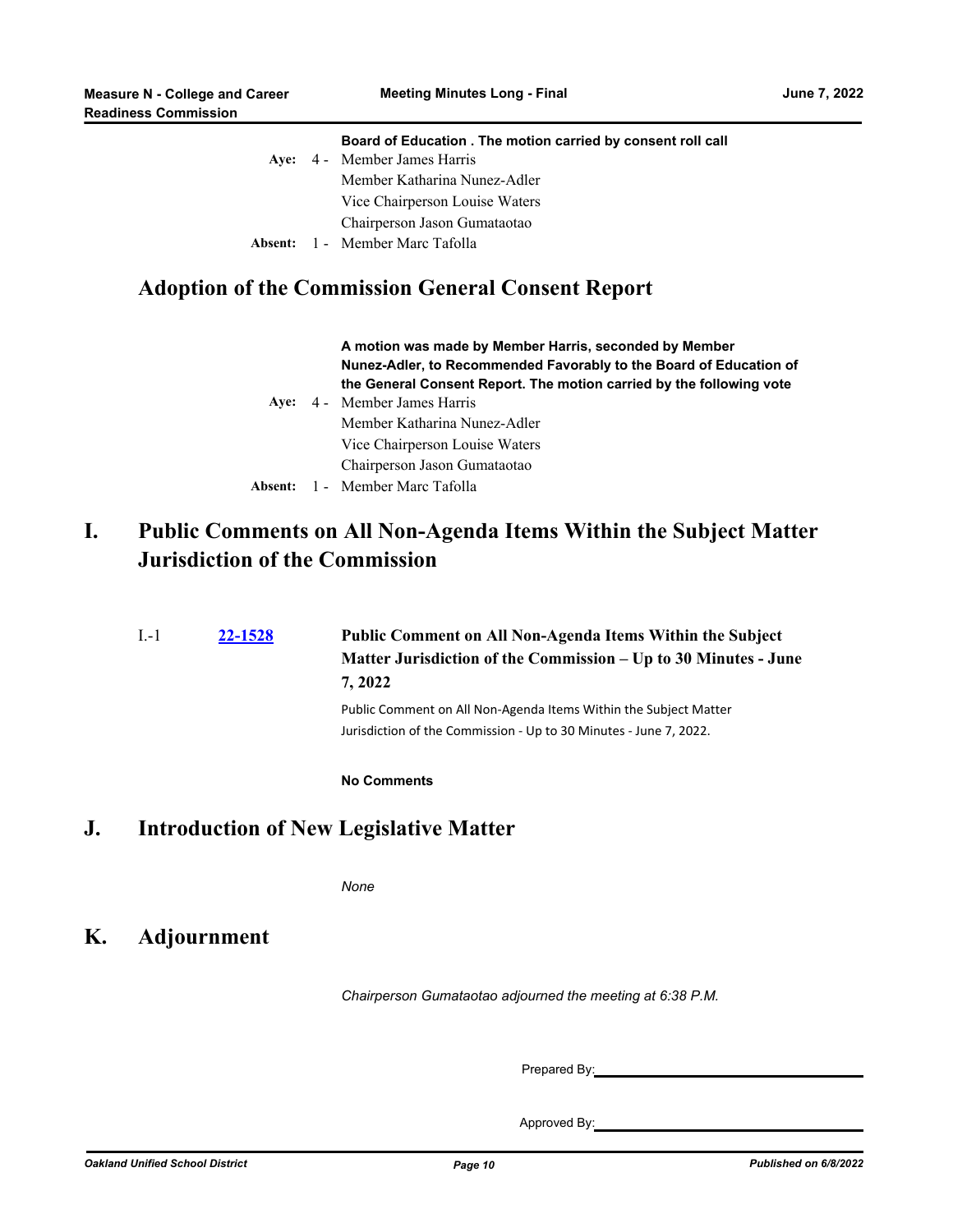**Board of Education . The motion carried by consent roll call**

**Aye:** 4 - Member James Harris
Member Katharina Nunez-Adler
Vice Chairperson Louise Waters
Chairperson Jason Gumataotao

**Absent:** 1 - Member Marc Tafolla

## Adoption of the Commission General Consent Report

**A motion was made by Member Harris, seconded by Member Nunez-Adler, to Recommended Favorably to the Board of Education of the General Consent Report. The motion carried by the following vote**

**Aye:** 4 - Member James Harris
Member Katharina Nunez-Adler
Vice Chairperson Louise Waters
Chairperson Jason Gumataotao

**Absent:** 1 - Member Marc Tafolla

# I. Public Comments on All Non-Agenda Items Within the Subject Matter Jurisdiction of the Commission

I.-1 **22-1528** **Public Comment on All Non-Agenda Items Within the Subject Matter Jurisdiction of the Commission – Up to 30 Minutes - June 7, 2022**

Public Comment on All Non-Agenda Items Within the Subject Matter Jurisdiction of the Commission - Up to 30 Minutes - June 7, 2022.

**No Comments**

# J. Introduction of New Legislative Matter

*None*

# K. Adjournment

*Chairperson Gumataotao adjourned the meeting at 6:38 P.M.*

Prepared By: \_\_\_\_\_\_\_\_\_\_\_\_\_\_\_\_\_\_\_\_\_\_\_\_

Approved By: \_\_\_\_\_\_\_\_\_\_\_\_\_\_\_\_\_\_\_\_\_\_\_\_